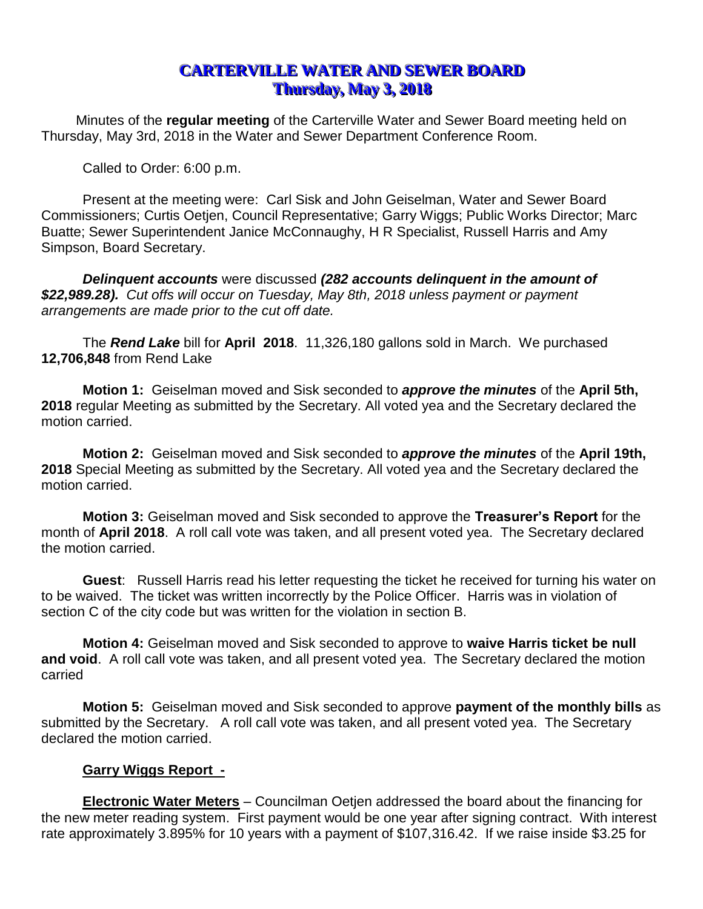# CARTERVILLE WATER AND SEWER BOARD
## Thursday, May 3, 2018

Minutes of the **regular meeting** of the Carterville Water and Sewer Board meeting held on Thursday, May 3rd, 2018 in the Water and Sewer Department Conference Room.

Called to Order: 6:00 p.m.

Present at the meeting were: Carl Sisk and John Geiselman, Water and Sewer Board Commissioners; Curtis Oetjen, Council Representative; Garry Wiggs; Public Works Director; Marc Buatte; Sewer Superintendent Janice McConnaughy, H R Specialist, Russell Harris and Amy Simpson, Board Secretary.

***Delinquent accounts*** were discussed ***(282 accounts delinquent in the amount of $22,989.28).*** *Cut offs will occur on Tuesday, May 8th, 2018 unless payment or payment arrangements are made prior to the cut off date.*

The ***Rend Lake*** bill for **April 2018**. 11,326,180 gallons sold in March. We purchased **12,706,848** from Rend Lake

**Motion 1:** Geiselman moved and Sisk seconded to ***approve the minutes*** of the **April 5th, 2018** regular Meeting as submitted by the Secretary. All voted yea and the Secretary declared the motion carried.

**Motion 2:** Geiselman moved and Sisk seconded to ***approve the minutes*** of the **April 19th, 2018** Special Meeting as submitted by the Secretary. All voted yea and the Secretary declared the motion carried.

**Motion 3:** Geiselman moved and Sisk seconded to approve the **Treasurer's Report** for the month of **April 2018**. A roll call vote was taken, and all present voted yea. The Secretary declared the motion carried.

**Guest**: Russell Harris read his letter requesting the ticket he received for turning his water on to be waived. The ticket was written incorrectly by the Police Officer. Harris was in violation of section C of the city code but was written for the violation in section B.

**Motion 4:** Geiselman moved and Sisk seconded to approve to **waive Harris ticket be null and void**. A roll call vote was taken, and all present voted yea. The Secretary declared the motion carried

**Motion 5:** Geiselman moved and Sisk seconded to approve **payment of the monthly bills** as submitted by the Secretary. A roll call vote was taken, and all present voted yea. The Secretary declared the motion carried.

**Garry Wiggs Report -**

**Electronic Water Meters** – Councilman Oetjen addressed the board about the financing for the new meter reading system. First payment would be one year after signing contract. With interest rate approximately 3.895% for 10 years with a payment of $107,316.42. If we raise inside $3.25 for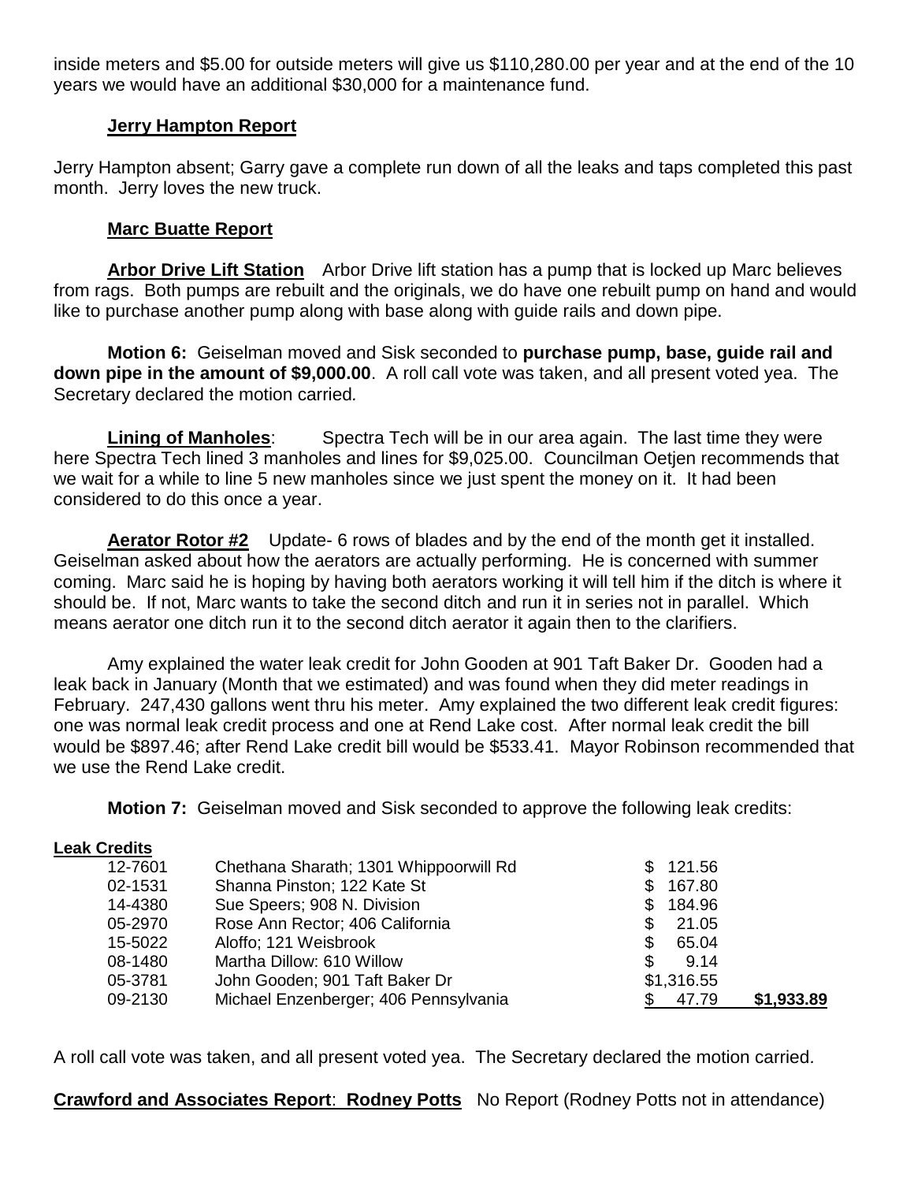inside meters and $5.00 for outside meters will give us $110,280.00 per year and at the end of the 10 years we would have an additional $30,000 for a maintenance fund.

**Jerry Hampton Report**

Jerry Hampton absent; Garry gave a complete run down of all the leaks and taps completed this past month. Jerry loves the new truck.

**Marc Buatte Report**

**Arbor Drive Lift Station** Arbor Drive lift station has a pump that is locked up Marc believes from rags. Both pumps are rebuilt and the originals, we do have one rebuilt pump on hand and would like to purchase another pump along with base along with guide rails and down pipe.

**Motion 6:** Geiselman moved and Sisk seconded to **purchase pump, base, guide rail and down pipe in the amount of $9,000.00**. A roll call vote was taken, and all present voted yea. The Secretary declared the motion carried.

**Lining of Manholes**: Spectra Tech will be in our area again. The last time they were here Spectra Tech lined 3 manholes and lines for $9,025.00. Councilman Oetjen recommends that we wait for a while to line 5 new manholes since we just spent the money on it. It had been considered to do this once a year.

**Aerator Rotor #2** Update- 6 rows of blades and by the end of the month get it installed. Geiselman asked about how the aerators are actually performing. He is concerned with summer coming. Marc said he is hoping by having both aerators working it will tell him if the ditch is where it should be. If not, Marc wants to take the second ditch and run it in series not in parallel. Which means aerator one ditch run it to the second ditch aerator it again then to the clarifiers.

Amy explained the water leak credit for John Gooden at 901 Taft Baker Dr. Gooden had a leak back in January (Month that we estimated) and was found when they did meter readings in February. 247,430 gallons went thru his meter. Amy explained the two different leak credit figures: one was normal leak credit process and one at Rend Lake cost. After normal leak credit the bill would be $897.46; after Rend Lake credit bill would be $533.41. Mayor Robinson recommended that we use the Rend Lake credit.

**Motion 7:** Geiselman moved and Sisk seconded to approve the following leak credits:

**Leak Credits**

| | | | |
|---|---|---|---|
| 12-7601 | Chethana Sharath; 1301 Whippoorwill Rd | $ 121.56 | |
| 02-1531 | Shanna Pinston; 122 Kate St | $ 167.80 | |
| 14-4380 | Sue Speers; 908 N. Division | $ 184.96 | |
| 05-2970 | Rose Ann Rector; 406 California | $ 21.05 | |
| 15-5022 | Aloffo; 121 Weisbrook | $ 65.04 | |
| 08-1480 | Martha Dillow: 610 Willow | $ 9.14 | |
| 05-3781 | John Gooden; 901 Taft Baker Dr | $1,316.55 | |
| 09-2130 | Michael Enzenberger; 406 Pennsylvania | $ 47.79 | $1,933.89 |

A roll call vote was taken, and all present voted yea. The Secretary declared the motion carried.

**Crawford and Associates Report**: **Rodney Potts** No Report (Rodney Potts not in attendance)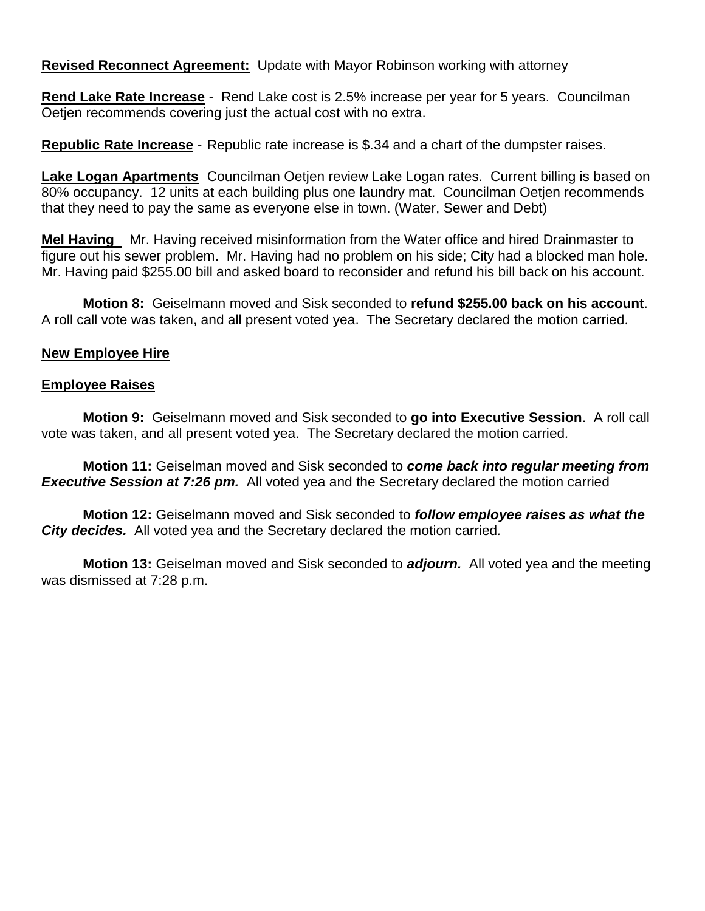**Revised Reconnect Agreement:** Update with Mayor Robinson working with attorney

**Rend Lake Rate Increase** - Rend Lake cost is 2.5% increase per year for 5 years. Councilman Oetjen recommends covering just the actual cost with no extra.

**Republic Rate Increase** - Republic rate increase is $.34 and a chart of the dumpster raises.

**Lake Logan Apartments** Councilman Oetjen review Lake Logan rates. Current billing is based on 80% occupancy. 12 units at each building plus one laundry mat. Councilman Oetjen recommends that they need to pay the same as everyone else in town. (Water, Sewer and Debt)

**Mel Having** Mr. Having received misinformation from the Water office and hired Drainmaster to figure out his sewer problem. Mr. Having had no problem on his side; City had a blocked man hole. Mr. Having paid $255.00 bill and asked board to reconsider and refund his bill back on his account.

**Motion 8:** Geiselmann moved and Sisk seconded to **refund $255.00 back on his account**. A roll call vote was taken, and all present voted yea. The Secretary declared the motion carried.

**New Employee Hire**

**Employee Raises**

**Motion 9:** Geiselmann moved and Sisk seconded to **go into Executive Session**. A roll call vote was taken, and all present voted yea. The Secretary declared the motion carried.

**Motion 11:** Geiselman moved and Sisk seconded to ***come back into regular meeting from Executive Session at 7:26 pm.*** All voted yea and the Secretary declared the motion carried

**Motion 12:** Geiselmann moved and Sisk seconded to ***follow employee raises as what the City decides.*** All voted yea and the Secretary declared the motion carried.

**Motion 13:** Geiselman moved and Sisk seconded to ***adjourn.*** All voted yea and the meeting was dismissed at 7:28 p.m.